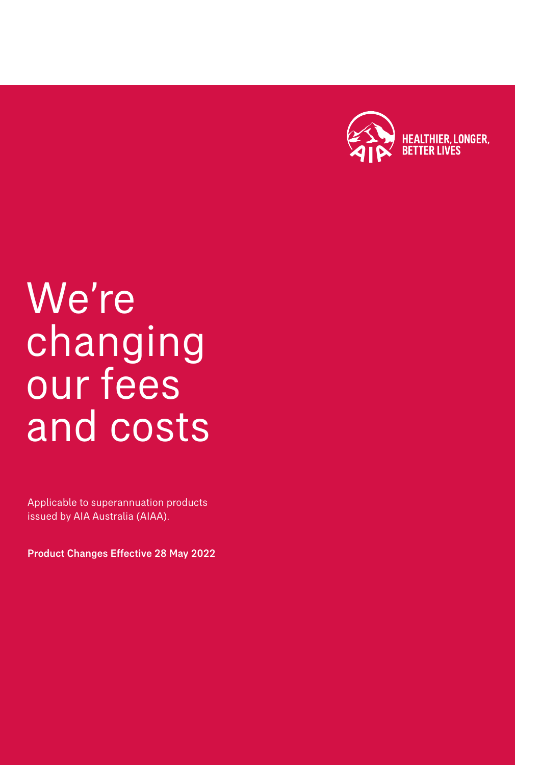HEALTHIER, LONGER, BETTER LIVES

# We're changing our fees and costs

Applicable to superannuation products issued by AIA Australia (AIAA).

**Product Changes Effective 28 May 2022**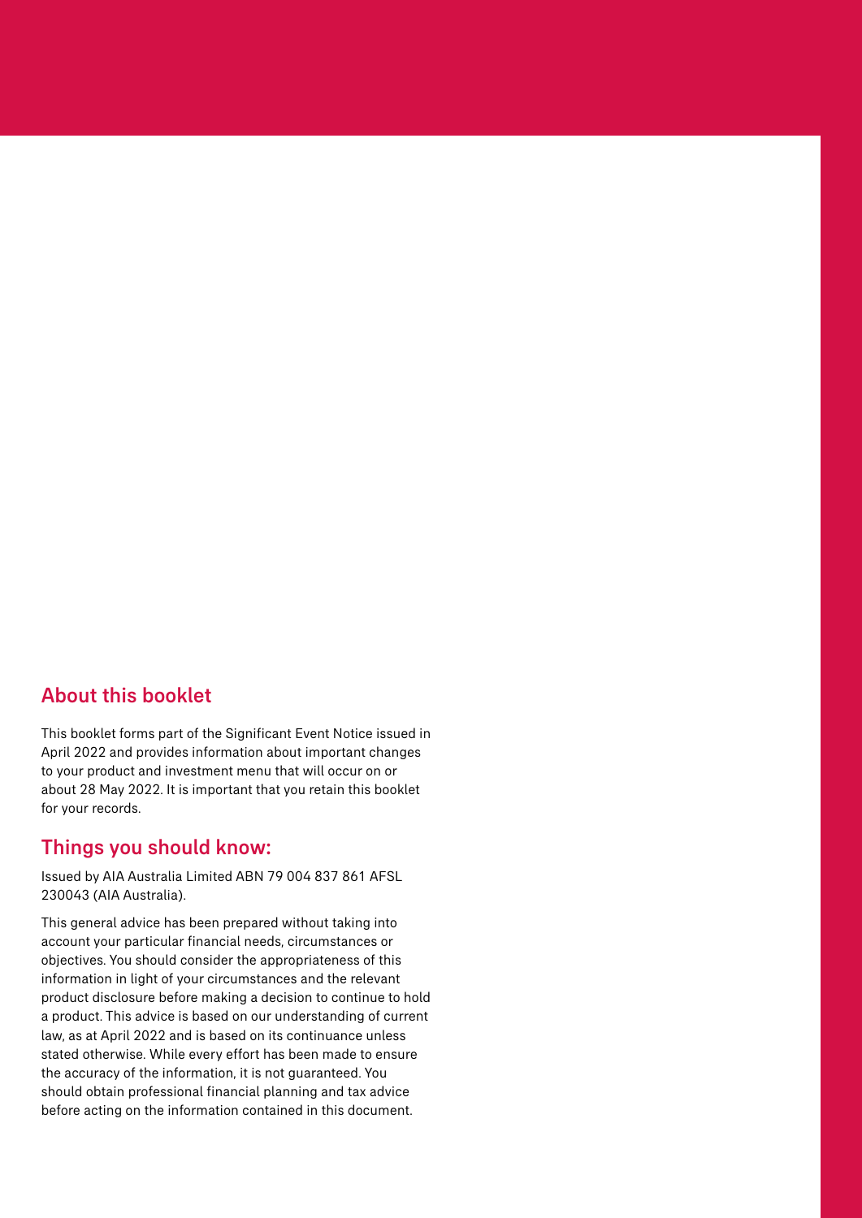## About this booklet

This booklet forms part of the Significant Event Notice issued in April 2022 and provides information about important changes to your product and investment menu that will occur on or about 28 May 2022. It is important that you retain this booklet for your records.

## Things you should know:

Issued by AIA Australia Limited ABN 79 004 837 861 AFSL 230043 (AIA Australia).

This general advice has been prepared without taking into account your particular financial needs, circumstances or objectives. You should consider the appropriateness of this information in light of your circumstances and the relevant product disclosure before making a decision to continue to hold a product. This advice is based on our understanding of current law, as at April 2022 and is based on its continuance unless stated otherwise. While every effort has been made to ensure the accuracy of the information, it is not guaranteed. You should obtain professional financial planning and tax advice before acting on the information contained in this document.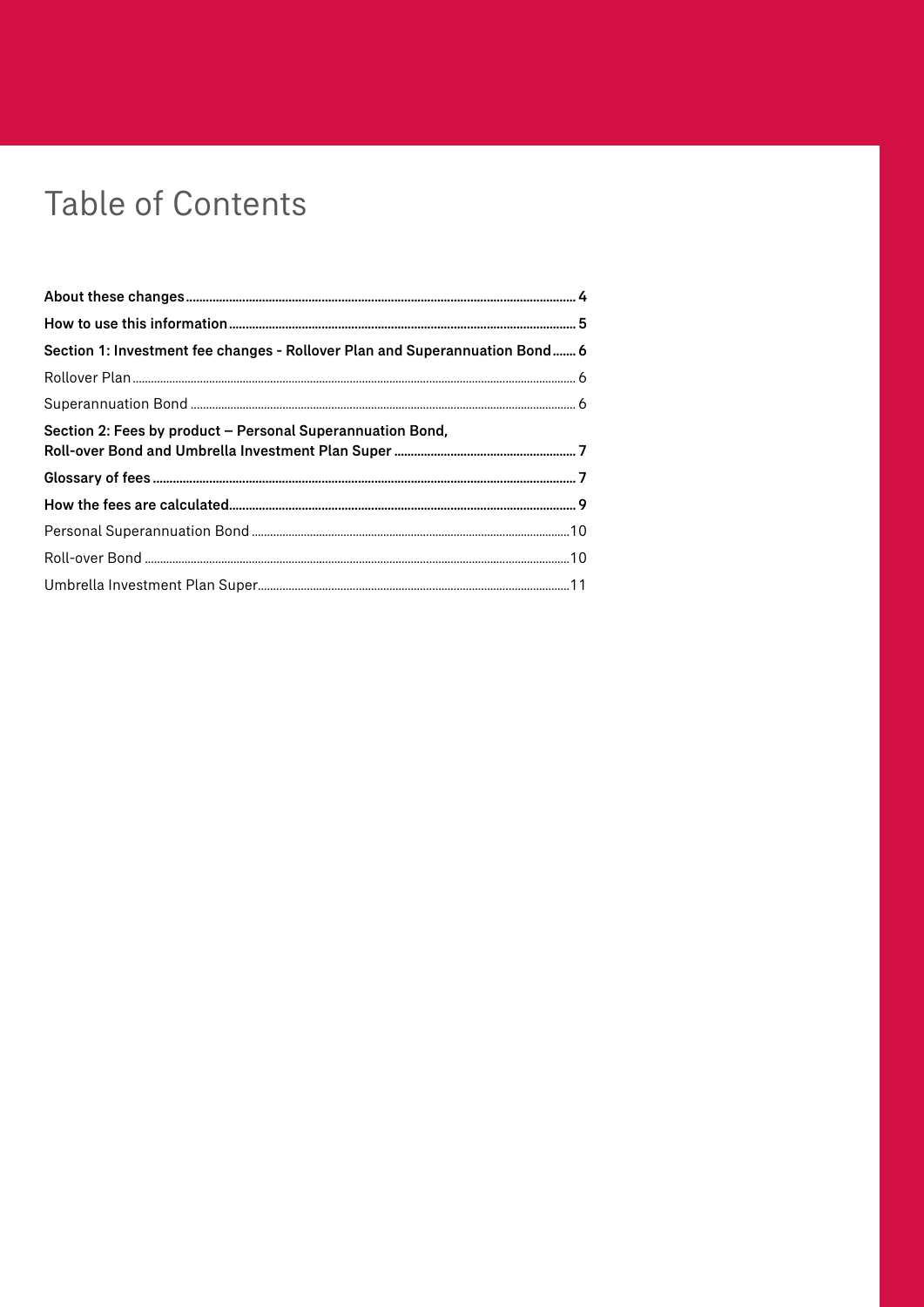# Table of Contents

**About these changes** ..... **4**

**How to use this information** ..... **5**

**Section 1: Investment fee changes - Rollover Plan and Superannuation Bond** ..... **6**

Rollover Plan ..... 6

Superannuation Bond ..... 6

**Section 2: Fees by product – Personal Superannuation Bond, Roll-over Bond and Umbrella Investment Plan Super** ..... **7**

**Glossary of fees** ..... **7**

**How the fees are calculated** ..... **9**

Personal Superannuation Bond ..... 10

Roll-over Bond ..... 10

Umbrella Investment Plan Super ..... 11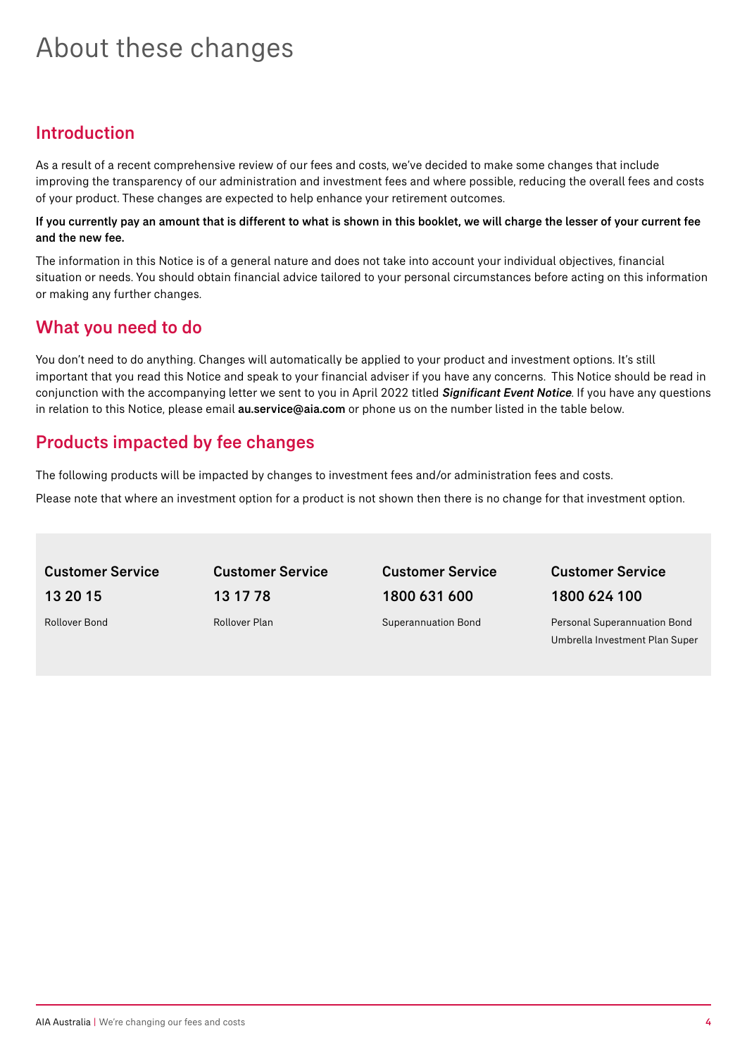# About these changes

## Introduction

As a result of a recent comprehensive review of our fees and costs, we've decided to make some changes that include improving the transparency of our administration and investment fees and where possible, reducing the overall fees and costs of your product. These changes are expected to help enhance your retirement outcomes.

**If you currently pay an amount that is different to what is shown in this booklet, we will charge the lesser of your current fee and the new fee.**

The information in this Notice is of a general nature and does not take into account your individual objectives, financial situation or needs. You should obtain financial advice tailored to your personal circumstances before acting on this information or making any further changes.

## What you need to do

You don't need to do anything. Changes will automatically be applied to your product and investment options. It's still important that you read this Notice and speak to your financial adviser if you have any concerns. This Notice should be read in conjunction with the accompanying letter we sent to you in April 2022 titled ***Significant Event Notice***. If you have any questions in relation to this Notice, please email **au.service@aia.com** or phone us on the number listed in the table below.

## Products impacted by fee changes

The following products will be impacted by changes to investment fees and/or administration fees and costs.

Please note that where an investment option for a product is not shown then there is no change for that investment option.

| Customer Service 13 20 15 | Customer Service 13 17 78 | Customer Service 1800 631 600 | Customer Service 1800 624 100 |
|---|---|---|---|
| Rollover Bond | Rollover Plan | Superannuation Bond | Personal Superannuation Bond<br>Umbrella Investment Plan Super |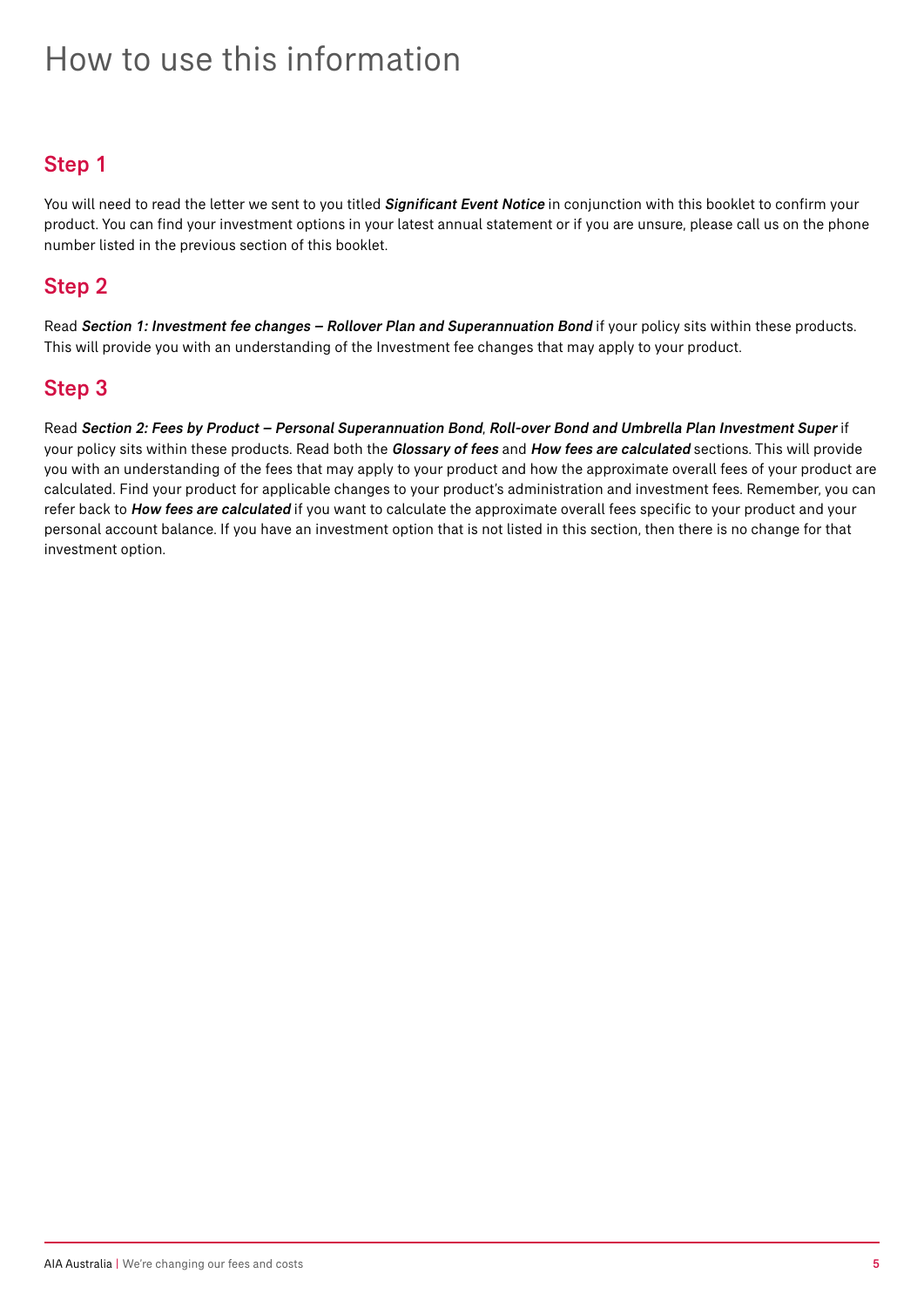# How to use this information

## Step 1

You will need to read the letter we sent to you titled ***Significant Event Notice*** in conjunction with this booklet to confirm your product. You can find your investment options in your latest annual statement or if you are unsure, please call us on the phone number listed in the previous section of this booklet.

## Step 2

Read ***Section 1: Investment fee changes – Rollover Plan and Superannuation Bond*** if your policy sits within these products. This will provide you with an understanding of the Investment fee changes that may apply to your product.

## Step 3

Read ***Section 2: Fees by Product – Personal Superannuation Bond***, ***Roll-over Bond and Umbrella Plan Investment Super*** if your policy sits within these products. Read both the ***Glossary of fees*** and ***How fees are calculated*** sections. This will provide you with an understanding of the fees that may apply to your product and how the approximate overall fees of your product are calculated. Find your product for applicable changes to your product's administration and investment fees. Remember, you can refer back to ***How fees are calculated*** if you want to calculate the approximate overall fees specific to your product and your personal account balance. If you have an investment option that is not listed in this section, then there is no change for that investment option.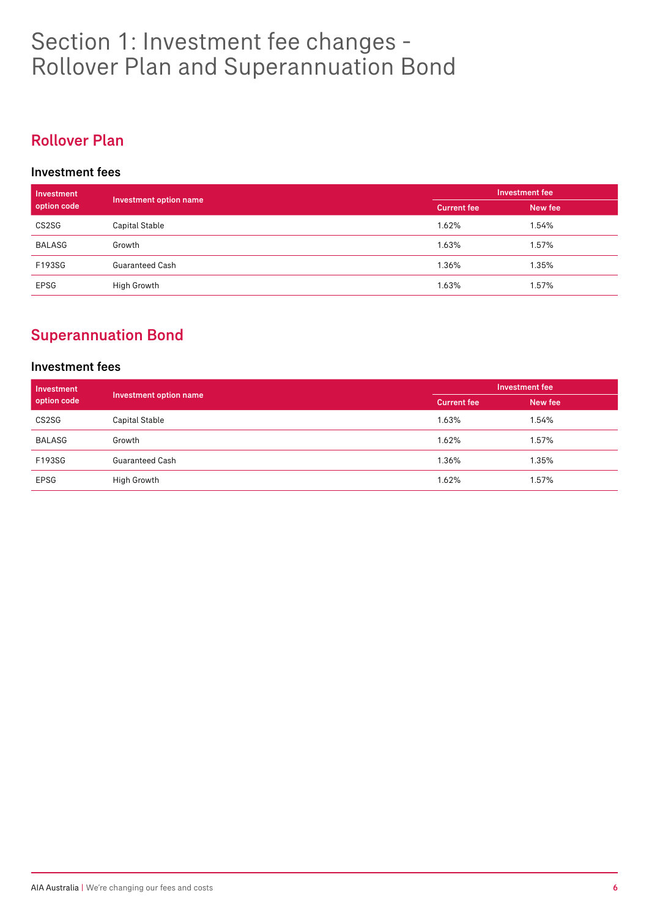# Section 1: Investment fee changes - Rollover Plan and Superannuation Bond

## Rollover Plan

### Investment fees

| Investment option code | Investment option name | Investment fee | |
|---|---|---|---|
| | | Current fee | New fee |
| CS2SG | Capital Stable | 1.62% | 1.54% |
| BALASG | Growth | 1.63% | 1.57% |
| F193SG | Guaranteed Cash | 1.36% | 1.35% |
| EPSG | High Growth | 1.63% | 1.57% |

## Superannuation Bond

### Investment fees

| Investment option code | Investment option name | Investment fee | |
|---|---|---|---|
| | | Current fee | New fee |
| CS2SG | Capital Stable | 1.63% | 1.54% |
| BALASG | Growth | 1.62% | 1.57% |
| F193SG | Guaranteed Cash | 1.36% | 1.35% |
| EPSG | High Growth | 1.62% | 1.57% |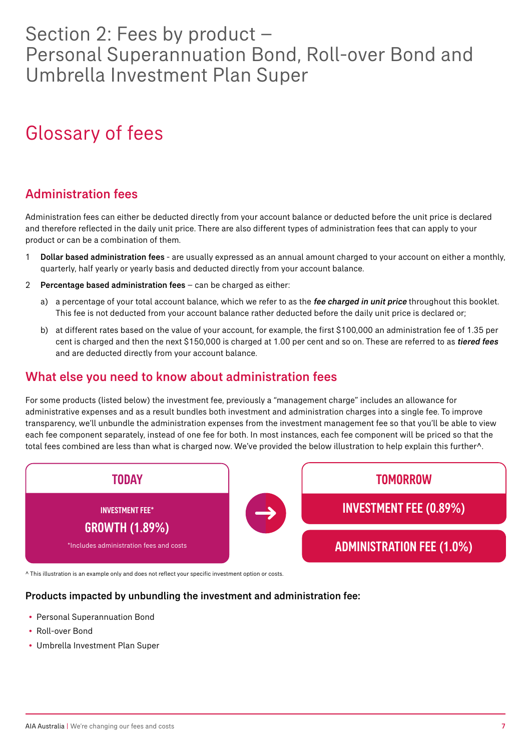# Section 2: Fees by product – Personal Superannuation Bond, Roll-over Bond and Umbrella Investment Plan Super

## Glossary of fees

### Administration fees

Administration fees can either be deducted directly from your account balance or deducted before the unit price is declared and therefore reflected in the daily unit price. There are also different types of administration fees that can apply to your product or can be a combination of them.

1. **Dollar based administration fees** - are usually expressed as an annual amount charged to your account on either a monthly, quarterly, half yearly or yearly basis and deducted directly from your account balance.
2. **Percentage based administration fees** – can be charged as either:
   a) a percentage of your total account balance, which we refer to as the ***fee charged in unit price*** throughout this booklet. This fee is not deducted from your account balance rather deducted before the daily unit price is declared or;
   b) at different rates based on the value of your account, for example, the first $100,000 an administration fee of 1.35 per cent is charged and then the next $150,000 is charged at 1.00 per cent and so on. These are referred to as ***tiered fees*** and are deducted directly from your account balance.

### What else you need to know about administration fees

For some products (listed below) the investment fee, previously a "management charge" includes an allowance for administrative expenses and as a result bundles both investment and administration charges into a single fee. To improve transparency, we'll unbundle the administration expenses from the investment management fee so that you'll be able to view each fee component separately, instead of one fee for both. In most instances, each fee component will be priced so that the total fees combined are less than what is charged now. We've provided the below illustration to help explain this further^.

TODAY

INVESTMENT FEE*

GROWTH (1.89%)

*Includes administration fees and costs

TOMORROW

INVESTMENT FEE (0.89%)

ADMINISTRATION FEE (1.0%)

^ This illustration is an example only and does not reflect your specific investment option or costs.

#### Products impacted by unbundling the investment and administration fee:

- Personal Superannuation Bond
- Roll-over Bond
- Umbrella Investment Plan Super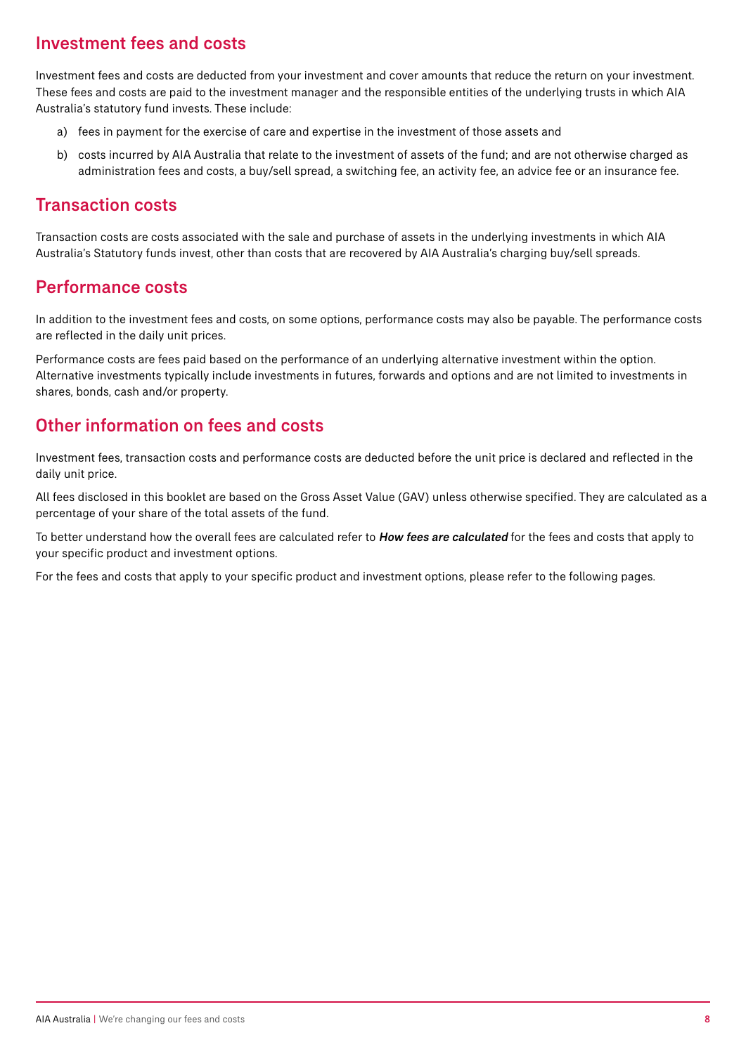## Investment fees and costs

Investment fees and costs are deducted from your investment and cover amounts that reduce the return on your investment. These fees and costs are paid to the investment manager and the responsible entities of the underlying trusts in which AIA Australia's statutory fund invests. These include:

a) fees in payment for the exercise of care and expertise in the investment of those assets and

b) costs incurred by AIA Australia that relate to the investment of assets of the fund; and are not otherwise charged as administration fees and costs, a buy/sell spread, a switching fee, an activity fee, an advice fee or an insurance fee.

## Transaction costs

Transaction costs are costs associated with the sale and purchase of assets in the underlying investments in which AIA Australia's Statutory funds invest, other than costs that are recovered by AIA Australia's charging buy/sell spreads.

## Performance costs

In addition to the investment fees and costs, on some options, performance costs may also be payable. The performance costs are reflected in the daily unit prices.

Performance costs are fees paid based on the performance of an underlying alternative investment within the option. Alternative investments typically include investments in futures, forwards and options and are not limited to investments in shares, bonds, cash and/or property.

## Other information on fees and costs

Investment fees, transaction costs and performance costs are deducted before the unit price is declared and reflected in the daily unit price.

All fees disclosed in this booklet are based on the Gross Asset Value (GAV) unless otherwise specified. They are calculated as a percentage of your share of the total assets of the fund.

To better understand how the overall fees are calculated refer to ***How fees are calculated*** for the fees and costs that apply to your specific product and investment options.

For the fees and costs that apply to your specific product and investment options, please refer to the following pages.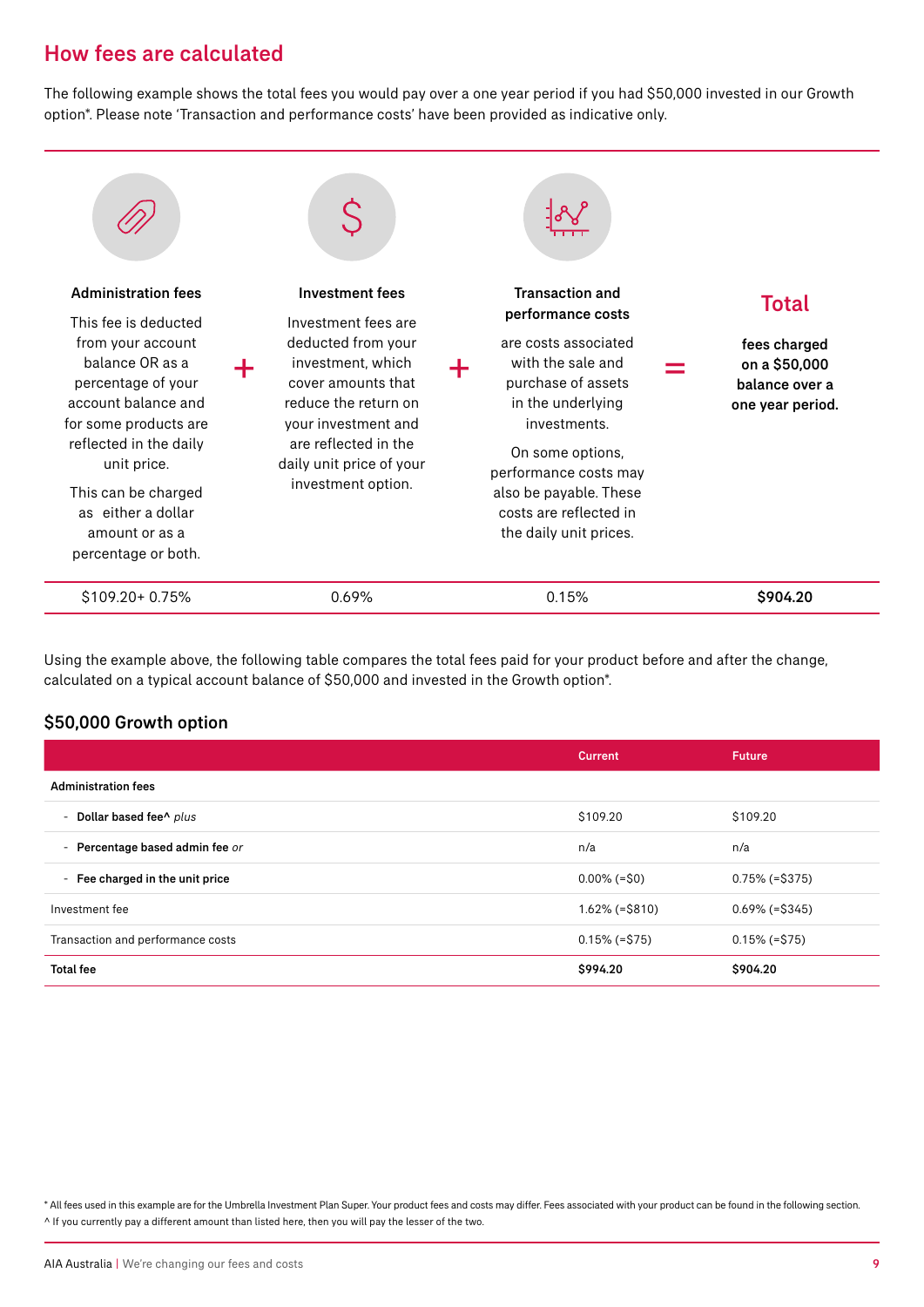## How fees are calculated

The following example shows the total fees you would pay over a one year period if you had $50,000 invested in our Growth option*. Please note 'Transaction and performance costs' have been provided as indicative only.

| Administration fees | + | Investment fees | + | Transaction and performance costs | = | Total |
|---|---|---|---|---|---|---|
| This fee is deducted from your account balance OR as a percentage of your account balance and for some products are reflected in the daily unit price. This can be charged as either a dollar amount or as a percentage or both. | | Investment fees are deducted from your investment, which cover amounts that reduce the return on your investment and are reflected in the daily unit price of your investment option. | | are costs associated with the sale and purchase of assets in the underlying investments. On some options, performance costs may also be payable. These costs are reflected in the daily unit prices. | | **fees charged on a $50,000 balance over a one year period.** |
| $109.20+ 0.75% | | 0.69% | | 0.15% | | **$904.20** |

Using the example above, the following table compares the total fees paid for your product before and after the change, calculated on a typical account balance of $50,000 and invested in the Growth option*.

### $50,000 Growth option

| | Current | Future |
|---|---|---|
| **Administration fees** | | |
| - **Dollar based fee^** *plus* | $109.20 | $109.20 |
| - **Percentage based admin fee** *or* | n/a | n/a |
| - **Fee charged in the unit price** | 0.00% (=$0) | 0.75% (=$375) |
| Investment fee | 1.62% (=$810) | 0.69% (=$345) |
| Transaction and performance costs | 0.15% (=$75) | 0.15% (=$75) |
| **Total fee** | **$994.20** | **$904.20** |

* All fees used in this example are for the Umbrella Investment Plan Super. Your product fees and costs may differ. Fees associated with your product can be found in the following section.
^ If you currently pay a different amount than listed here, then you will pay the lesser of the two.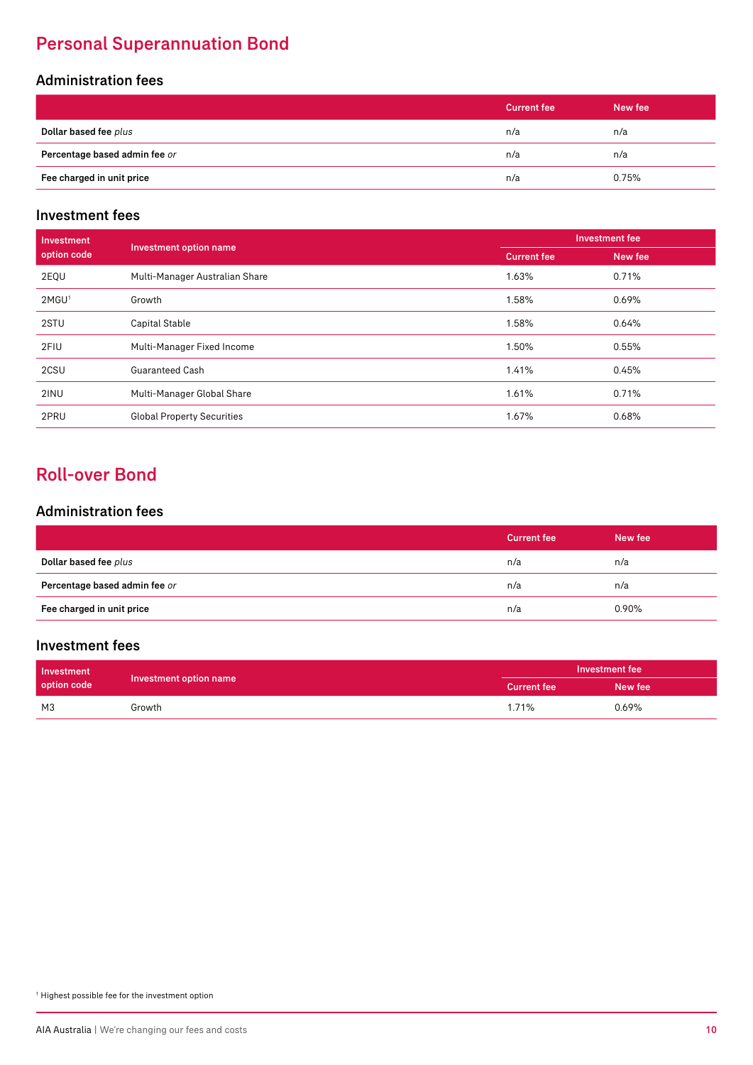# Personal Superannuation Bond

## Administration fees

| | Current fee | New fee |
|---|---|---|
| **Dollar based fee** *plus* | n/a | n/a |
| **Percentage based admin fee** *or* | n/a | n/a |
| **Fee charged in unit price** | n/a | 0.75% |

## Investment fees

| Investment option code | Investment option name | Investment fee | |
|---|---|---|---|
| | | Current fee | New fee |
| 2EQU | Multi-Manager Australian Share | 1.63% | 0.71% |
| 2MGU[1] | Growth | 1.58% | 0.69% |
| 2STU | Capital Stable | 1.58% | 0.64% |
| 2FIU | Multi-Manager Fixed Income | 1.50% | 0.55% |
| 2CSU | Guaranteed Cash | 1.41% | 0.45% |
| 2INU | Multi-Manager Global Share | 1.61% | 0.71% |
| 2PRU | Global Property Securities | 1.67% | 0.68% |

# Roll-over Bond

## Administration fees

| | Current fee | New fee |
|---|---|---|
| **Dollar based fee** *plus* | n/a | n/a |
| **Percentage based admin fee** *or* | n/a | n/a |
| **Fee charged in unit price** | n/a | 0.90% |

## Investment fees

| Investment option code | Investment option name | Investment fee | |
|---|---|---|---|
| | | Current fee | New fee |
| M3 | Growth | 1.71% | 0.69% |

[1] Highest possible fee for the investment option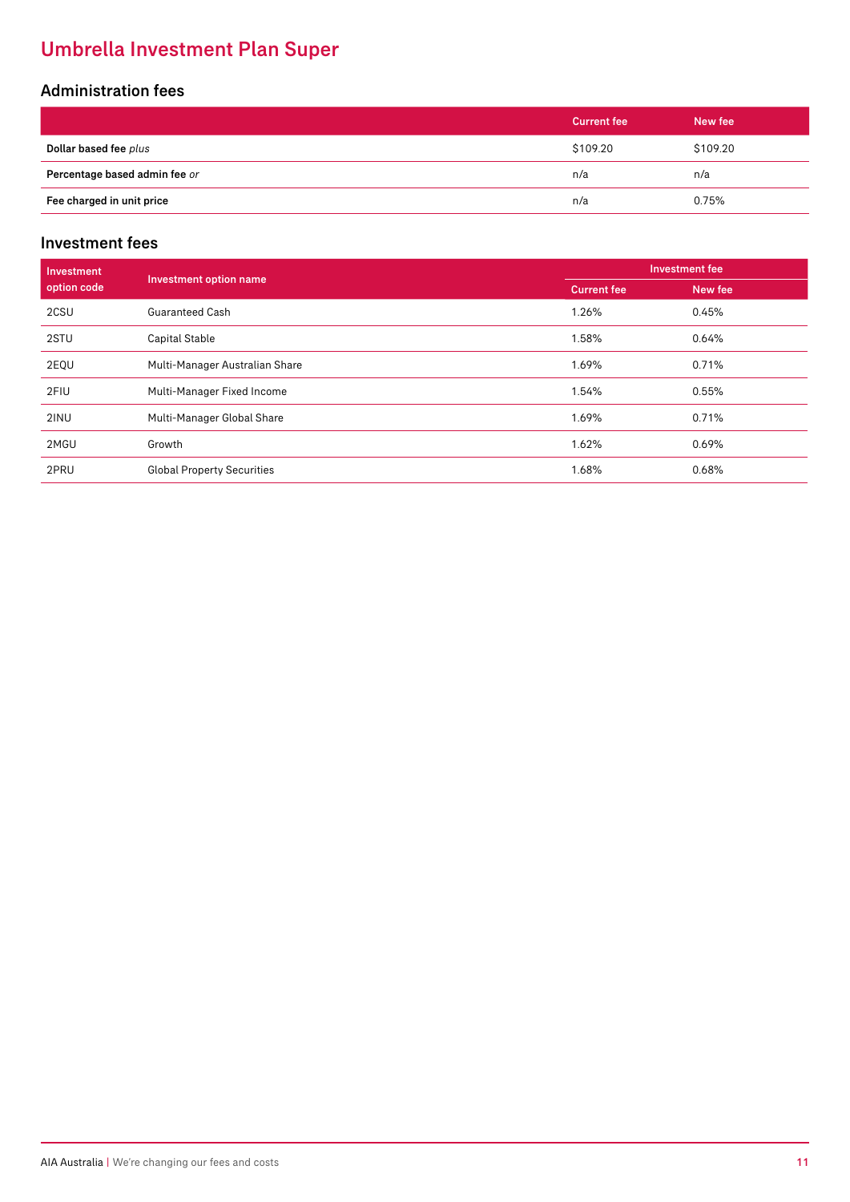# Umbrella Investment Plan Super

## Administration fees

| | Current fee | New fee |
|---|---|---|
| **Dollar based fee** *plus* | $109.20 | $109.20 |
| **Percentage based admin fee** *or* | n/a | n/a |
| **Fee charged in unit price** | n/a | 0.75% |

## Investment fees

| Investment option code | Investment option name | Investment fee | |
|---|---|---|---|
| | | Current fee | New fee |
| 2CSU | Guaranteed Cash | 1.26% | 0.45% |
| 2STU | Capital Stable | 1.58% | 0.64% |
| 2EQU | Multi-Manager Australian Share | 1.69% | 0.71% |
| 2FIU | Multi-Manager Fixed Income | 1.54% | 0.55% |
| 2INU | Multi-Manager Global Share | 1.69% | 0.71% |
| 2MGU | Growth | 1.62% | 0.69% |
| 2PRU | Global Property Securities | 1.68% | 0.68% |